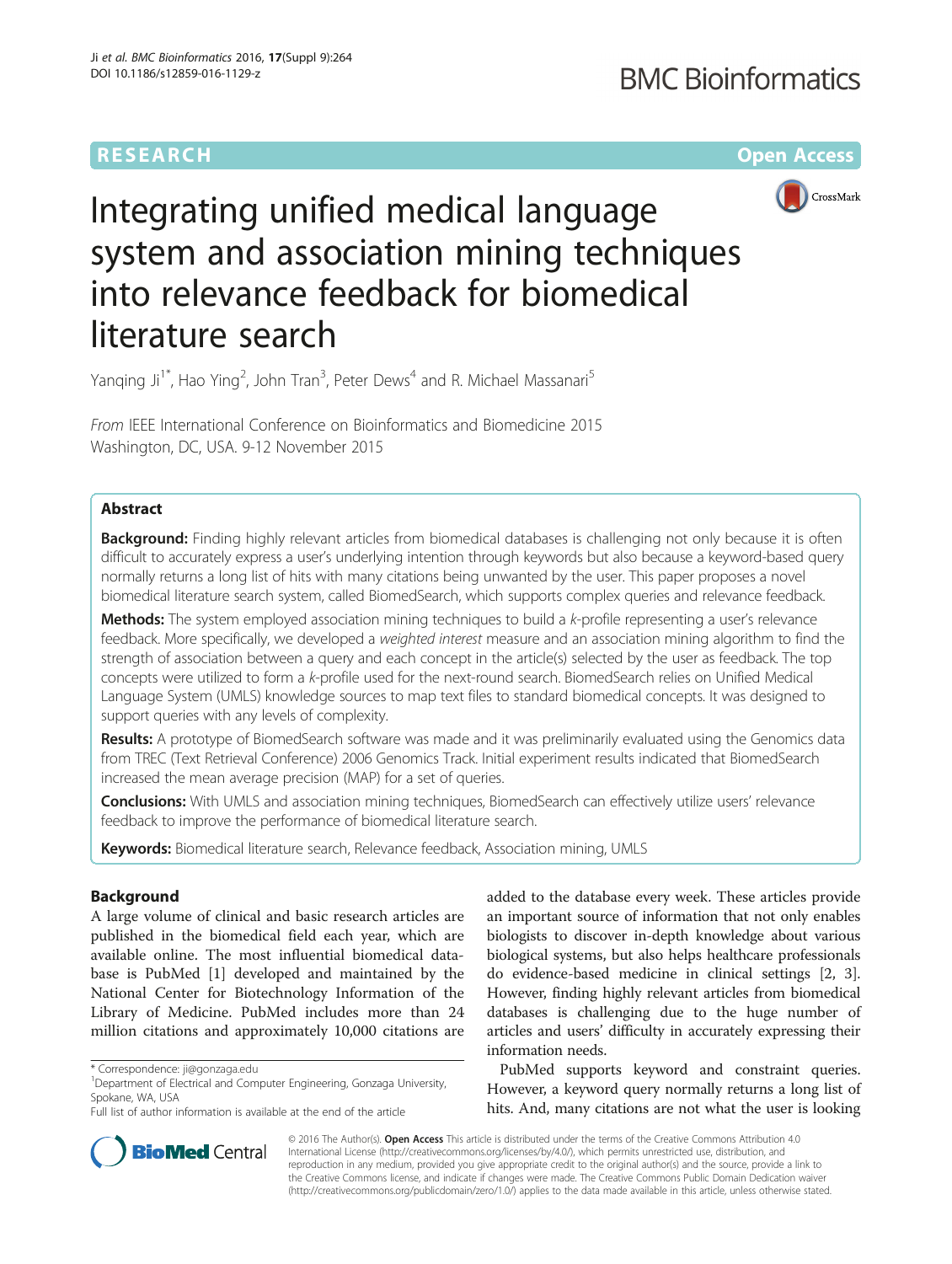RESEARCH Open Access

# Integrating unified medical language system and association mining techniques into relevance feedback for biomedical literature search

Yanqing Ji[1*], Hao Ying[2], John Tran[3], Peter Dews[4] and R. Michael Massanari[5]

*From* IEEE International Conference on Bioinformatics and Biomedicine 2015
Washington, DC, USA. 9-12 November 2015

## Abstract

**Background:** Finding highly relevant articles from biomedical databases is challenging not only because it is often difficult to accurately express a user's underlying intention through keywords but also because a keyword-based query normally returns a long list of hits with many citations being unwanted by the user. This paper proposes a novel biomedical literature search system, called BiomedSearch, which supports complex queries and relevance feedback.

**Methods:** The system employed association mining techniques to build a *k*-profile representing a user's relevance feedback. More specifically, we developed a *weighted interest* measure and an association mining algorithm to find the strength of association between a query and each concept in the article(s) selected by the user as feedback. The top concepts were utilized to form a *k*-profile used for the next-round search. BiomedSearch relies on Unified Medical Language System (UMLS) knowledge sources to map text files to standard biomedical concepts. It was designed to support queries with any levels of complexity.

**Results:** A prototype of BiomedSearch software was made and it was preliminarily evaluated using the Genomics data from TREC (Text Retrieval Conference) 2006 Genomics Track. Initial experiment results indicated that BiomedSearch increased the mean average precision (MAP) for a set of queries.

**Conclusions:** With UMLS and association mining techniques, BiomedSearch can effectively utilize users' relevance feedback to improve the performance of biomedical literature search.

**Keywords:** Biomedical literature search, Relevance feedback, Association mining, UMLS

## Background

A large volume of clinical and basic research articles are published in the biomedical field each year, which are available online. The most influential biomedical database is PubMed [1] developed and maintained by the National Center for Biotechnology Information of the Library of Medicine. PubMed includes more than 24 million citations and approximately 10,000 citations are added to the database every week. These articles provide an important source of information that not only enables biologists to discover in-depth knowledge about various biological systems, but also helps healthcare professionals do evidence-based medicine in clinical settings [2, 3]. However, finding highly relevant articles from biomedical databases is challenging due to the huge number of articles and users' difficulty in accurately expressing their information needs.

PubMed supports keyword and constraint queries. However, a keyword query normally returns a long list of hits. And, many citations are not what the user is looking

\* Correspondence: ji@gonzaga.edu
[1]Department of Electrical and Computer Engineering, Gonzaga University, Spokane, WA, USA
Full list of author information is available at the end of the article

© 2016 The Author(s). **Open Access** This article is distributed under the terms of the Creative Commons Attribution 4.0 International License (http://creativecommons.org/licenses/by/4.0/), which permits unrestricted use, distribution, and reproduction in any medium, provided you give appropriate credit to the original author(s) and the source, provide a link to the Creative Commons license, and indicate if changes were made. The Creative Commons Public Domain Dedication waiver (http://creativecommons.org/publicdomain/zero/1.0/) applies to the data made available in this article, unless otherwise stated.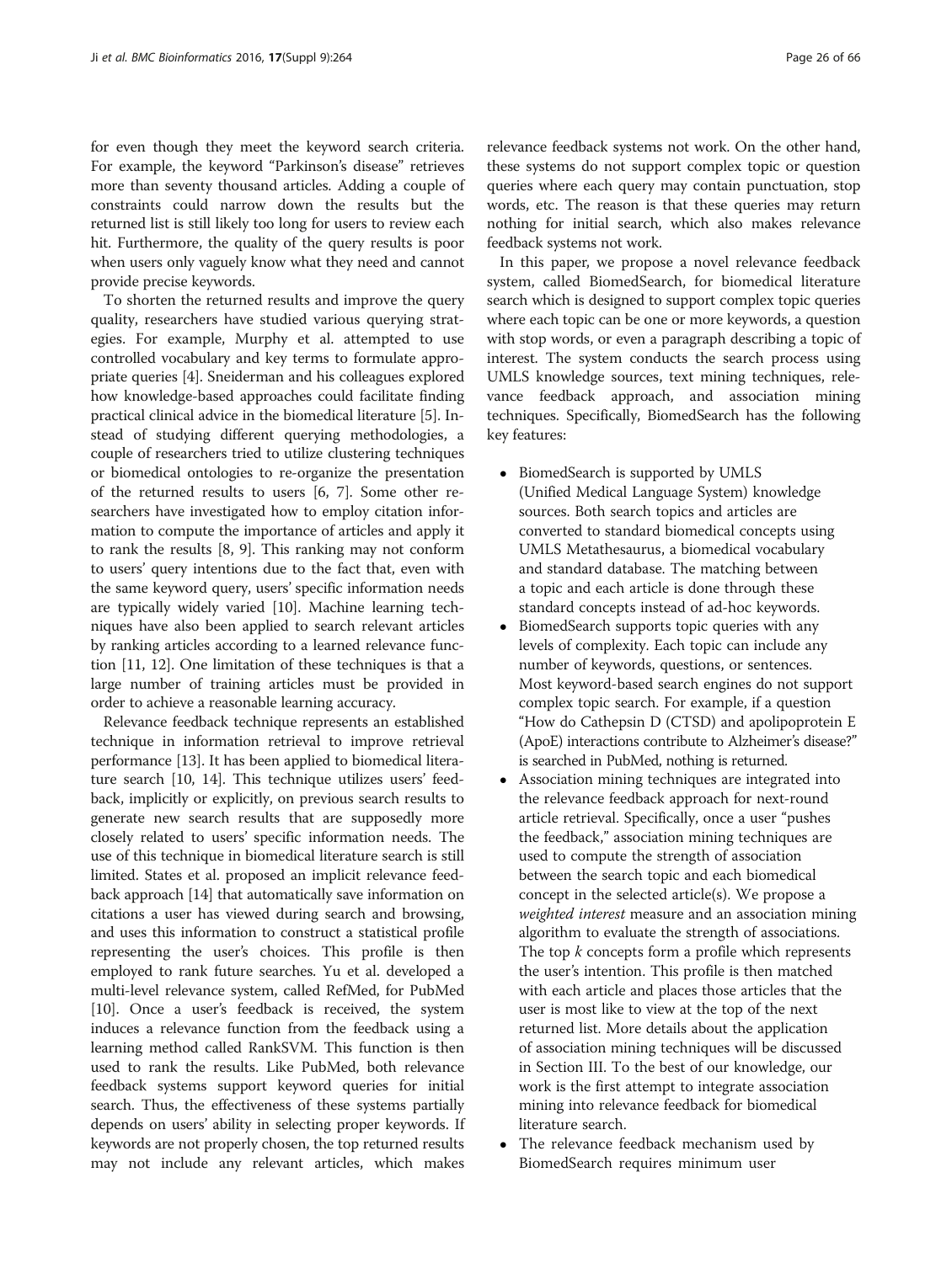for even though they meet the keyword search criteria. For example, the keyword "Parkinson's disease" retrieves more than seventy thousand articles. Adding a couple of constraints could narrow down the results but the returned list is still likely too long for users to review each hit. Furthermore, the quality of the query results is poor when users only vaguely know what they need and cannot provide precise keywords.

To shorten the returned results and improve the query quality, researchers have studied various querying strategies. For example, Murphy et al. attempted to use controlled vocabulary and key terms to formulate appropriate queries [4]. Sneiderman and his colleagues explored how knowledge-based approaches could facilitate finding practical clinical advice in the biomedical literature [5]. Instead of studying different querying methodologies, a couple of researchers tried to utilize clustering techniques or biomedical ontologies to re-organize the presentation of the returned results to users [6, 7]. Some other researchers have investigated how to employ citation information to compute the importance of articles and apply it to rank the results [8, 9]. This ranking may not conform to users' query intentions due to the fact that, even with the same keyword query, users' specific information needs are typically widely varied [10]. Machine learning techniques have also been applied to search relevant articles by ranking articles according to a learned relevance function [11, 12]. One limitation of these techniques is that a large number of training articles must be provided in order to achieve a reasonable learning accuracy.

Relevance feedback technique represents an established technique in information retrieval to improve retrieval performance [13]. It has been applied to biomedical literature search [10, 14]. This technique utilizes users' feedback, implicitly or explicitly, on previous search results to generate new search results that are supposedly more closely related to users' specific information needs. The use of this technique in biomedical literature search is still limited. States et al. proposed an implicit relevance feedback approach [14] that automatically save information on citations a user has viewed during search and browsing, and uses this information to construct a statistical profile representing the user's choices. This profile is then employed to rank future searches. Yu et al. developed a multi-level relevance system, called RefMed, for PubMed [10]. Once a user's feedback is received, the system induces a relevance function from the feedback using a learning method called RankSVM. This function is then used to rank the results. Like PubMed, both relevance feedback systems support keyword queries for initial search. Thus, the effectiveness of these systems partially depends on users' ability in selecting proper keywords. If keywords are not properly chosen, the top returned results may not include any relevant articles, which makes relevance feedback systems not work. On the other hand, these systems do not support complex topic or question queries where each query may contain punctuation, stop words, etc. The reason is that these queries may return nothing for initial search, which also makes relevance feedback systems not work.

In this paper, we propose a novel relevance feedback system, called BiomedSearch, for biomedical literature search which is designed to support complex topic queries where each topic can be one or more keywords, a question with stop words, or even a paragraph describing a topic of interest. The system conducts the search process using UMLS knowledge sources, text mining techniques, relevance feedback approach, and association mining techniques. Specifically, BiomedSearch has the following key features:

- BiomedSearch is supported by UMLS (Unified Medical Language System) knowledge sources. Both search topics and articles are converted to standard biomedical concepts using UMLS Metathesaurus, a biomedical vocabulary and standard database. The matching between a topic and each article is done through these standard concepts instead of ad-hoc keywords.
- BiomedSearch supports topic queries with any levels of complexity. Each topic can include any number of keywords, questions, or sentences. Most keyword-based search engines do not support complex topic search. For example, if a question "How do Cathepsin D (CTSD) and apolipoprotein E (ApoE) interactions contribute to Alzheimer's disease?" is searched in PubMed, nothing is returned.
- Association mining techniques are integrated into the relevance feedback approach for next-round article retrieval. Specifically, once a user "pushes the feedback," association mining techniques are used to compute the strength of association between the search topic and each biomedical concept in the selected article(s). We propose a *weighted interest* measure and an association mining algorithm to evaluate the strength of associations. The top $k$ concepts form a profile which represents the user's intention. This profile is then matched with each article and places those articles that the user is most like to view at the top of the next returned list. More details about the application of association mining techniques will be discussed in Section III. To the best of our knowledge, our work is the first attempt to integrate association mining into relevance feedback for biomedical literature search.
- The relevance feedback mechanism used by BiomedSearch requires minimum user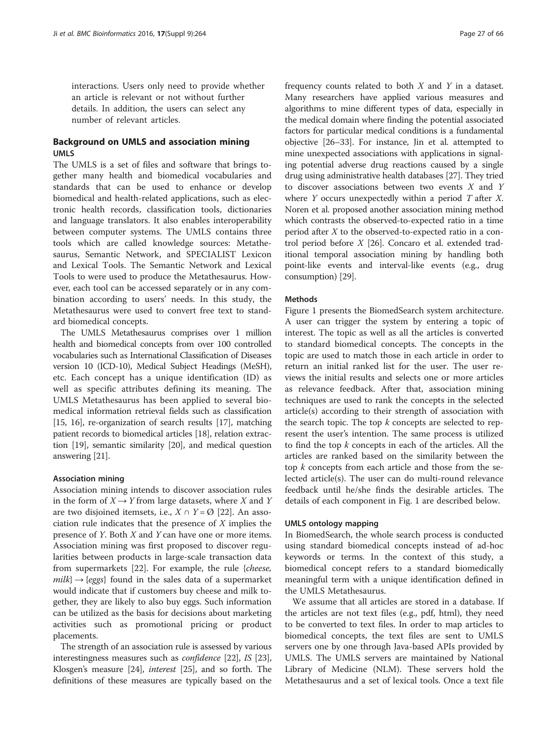interactions. Users only need to provide whether an article is relevant or not without further details. In addition, the users can select any number of relevant articles.

## Background on UMLS and association mining

### UMLS

The UMLS is a set of files and software that brings together many health and biomedical vocabularies and standards that can be used to enhance or develop biomedical and health-related applications, such as electronic health records, classification tools, dictionaries and language translators. It also enables interoperability between computer systems. The UMLS contains three tools which are called knowledge sources: Metathesaurus, Semantic Network, and SPECIALIST Lexicon and Lexical Tools. The Semantic Network and Lexical Tools to were used to produce the Metathesaurus. However, each tool can be accessed separately or in any combination according to users' needs. In this study, the Metathesaurus were used to convert free text to standard biomedical concepts.

The UMLS Metathesaurus comprises over 1 million health and biomedical concepts from over 100 controlled vocabularies such as International Classification of Diseases version 10 (ICD-10), Medical Subject Headings (MeSH), etc. Each concept has a unique identification (ID) as well as specific attributes defining its meaning. The UMLS Metathesaurus has been applied to several biomedical information retrieval fields such as classification [15, 16], re-organization of search results [17], matching patient records to biomedical articles [18], relation extraction [19], semantic similarity [20], and medical question answering [21].

### Association mining

Association mining intends to discover association rules in the form of $X \rightarrow Y$ from large datasets, where $X$ and $Y$ are two disjoined itemsets, i.e., $X \cap Y = \emptyset$ [22]. An association rule indicates that the presence of $X$ implies the presence of $Y$. Both $X$ and $Y$ can have one or more items. Association mining was first proposed to discover regularities between products in large-scale transaction data from supermarkets [22]. For example, the rule {*cheese, milk*} → {*eggs*} found in the sales data of a supermarket would indicate that if customers buy cheese and milk together, they are likely to also buy eggs. Such information can be utilized as the basis for decisions about marketing activities such as promotional pricing or product placements.

The strength of an association rule is assessed by various interestingness measures such as *confidence* [22], *IS* [23], Klosgen's measure [24], *interest* [25], and so forth. The definitions of these measures are typically based on the frequency counts related to both $X$ and $Y$ in a dataset. Many researchers have applied various measures and algorithms to mine different types of data, especially in the medical domain where finding the potential associated factors for particular medical conditions is a fundamental objective [26–33]. For instance, Jin et al. attempted to mine unexpected associations with applications in signaling potential adverse drug reactions caused by a single drug using administrative health databases [27]. They tried to discover associations between two events $X$ and $Y$ where $Y$ occurs unexpectedly within a period $T$ after $X$. Noren et al. proposed another association mining method which contrasts the observed-to-expected ratio in a time period after $X$ to the observed-to-expected ratio in a control period before $X$ [26]. Concaro et al. extended traditional temporal association mining by handling both point-like events and interval-like events (e.g., drug consumption) [29].

### Methods

Figure 1 presents the BiomedSearch system architecture. A user can trigger the system by entering a topic of interest. The topic as well as all the articles is converted to standard biomedical concepts. The concepts in the topic are used to match those in each article in order to return an initial ranked list for the user. The user reviews the initial results and selects one or more articles as relevance feedback. After that, association mining techniques are used to rank the concepts in the selected article(s) according to their strength of association with the search topic. The top $k$ concepts are selected to represent the user's intention. The same process is utilized to find the top $k$ concepts in each of the articles. All the articles are ranked based on the similarity between the top $k$ concepts from each article and those from the selected article(s). The user can do multi-round relevance feedback until he/she finds the desirable articles. The details of each component in Fig. 1 are described below.

### UMLS ontology mapping

In BiomedSearch, the whole search process is conducted using standard biomedical concepts instead of ad-hoc keywords or terms. In the context of this study, a biomedical concept refers to a standard biomedically meaningful term with a unique identification defined in the UMLS Metathesaurus.

We assume that all articles are stored in a database. If the articles are not text files (e.g., pdf, html), they need to be converted to text files. In order to map articles to biomedical concepts, the text files are sent to UMLS servers one by one through Java-based APIs provided by UMLS. The UMLS servers are maintained by National Library of Medicine (NLM). These servers hold the Metathesaurus and a set of lexical tools. Once a text file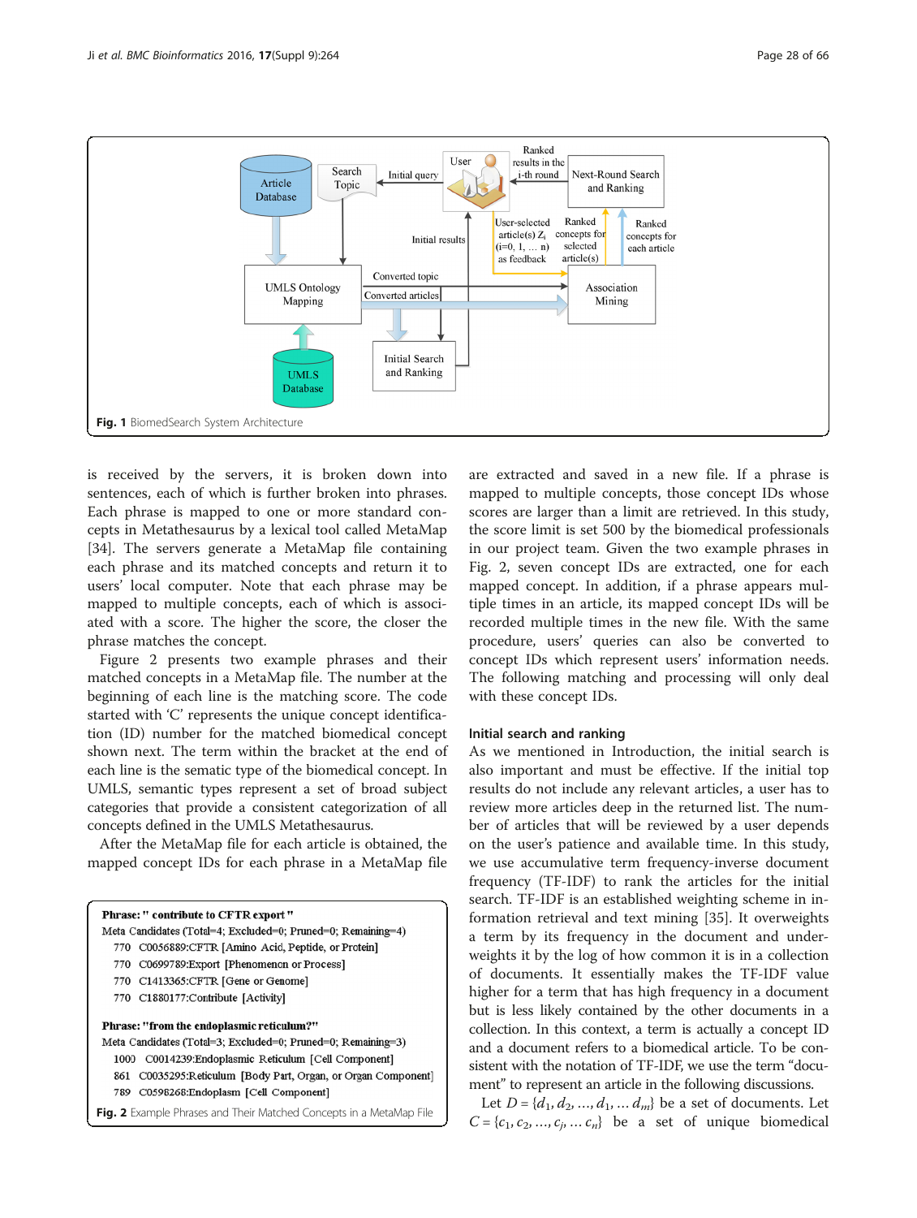Fig. 1 BiomedSearch System Architecture

is received by the servers, it is broken down into sentences, each of which is further broken into phrases. Each phrase is mapped to one or more standard concepts in Metathesaurus by a lexical tool called MetaMap [34]. The servers generate a MetaMap file containing each phrase and its matched concepts and return it to users' local computer. Note that each phrase may be mapped to multiple concepts, each of which is associated with a score. The higher the score, the closer the phrase matches the concept.

Figure 2 presents two example phrases and their matched concepts in a MetaMap file. The number at the beginning of each line is the matching score. The code started with 'C' represents the unique concept identification (ID) number for the matched biomedical concept shown next. The term within the bracket at the end of each line is the sematic type of the biomedical concept. In UMLS, semantic types represent a set of broad subject categories that provide a consistent categorization of all concepts defined in the UMLS Metathesaurus.

After the MetaMap file for each article is obtained, the mapped concept IDs for each phrase in a MetaMap file

```
Phrase: " contribute to CFTR export "
Meta Candidates (Total=4; Excluded=0; Pruned=0; Remaining=4)
   770  C0056889:CFTR [Amino Acid, Peptide, or Protein]
   770  C0699789:Export [Phenomenon or Process]
   770  C1413365:CFTR [Gene or Genome]
   770  C1880177:Contribute [Activity]

Phrase: "from the endoplasmic reticulum?"
Meta Candidates (Total=3; Excluded=0; Pruned=0; Remaining=3)
   1000  C0014239:Endoplasmic Reticulum [Cell Component]
   861   C0035295:Reticulum [Body Part, Organ, or Organ Component]
   789   C0598268:Endoplasm [Cell Component]
```

Fig. 2 Example Phrases and Their Matched Concepts in a MetaMap File

are extracted and saved in a new file. If a phrase is mapped to multiple concepts, those concept IDs whose scores are larger than a limit are retrieved. In this study, the score limit is set 500 by the biomedical professionals in our project team. Given the two example phrases in Fig. 2, seven concept IDs are extracted, one for each mapped concept. In addition, if a phrase appears multiple times in an article, its mapped concept IDs will be recorded multiple times in the new file. With the same procedure, users' queries can also be converted to concept IDs which represent users' information needs. The following matching and processing will only deal with these concept IDs.

### Initial search and ranking

As we mentioned in Introduction, the initial search is also important and must be effective. If the initial top results do not include any relevant articles, a user has to review more articles deep in the returned list. The number of articles that will be reviewed by a user depends on the user's patience and available time. In this study, we use accumulative term frequency-inverse document frequency (TF-IDF) to rank the articles for the initial search. TF-IDF is an established weighting scheme in information retrieval and text mining [35]. It overweights a term by its frequency in the document and underweights it by the log of how common it is in a collection of documents. It essentially makes the TF-IDF value higher for a term that has high frequency in a document but is less likely contained by the other documents in a collection. In this context, a term is actually a concept ID and a document refers to a biomedical article. To be consistent with the notation of TF-IDF, we use the term "document" to represent an article in the following discussions.

Let $D = \{d_1, d_2, \ldots, d_1, \ldots d_m\}$ be a set of documents. Let $C = \{c_1, c_2, \ldots, c_j, \ldots c_n\}$ be a set of unique biomedical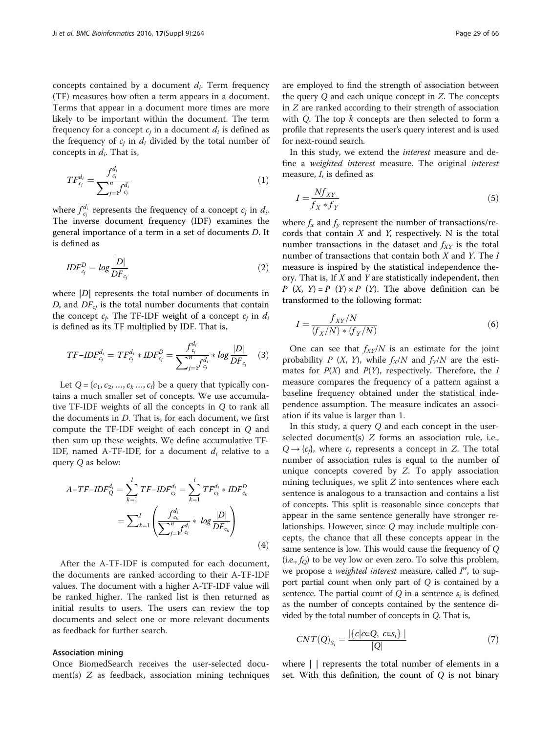concepts contained by a document $d_i$. Term frequency (TF) measures how often a term appears in a document. Terms that appear in a document more times are more likely to be important within the document. The term frequency for a concept $c_j$ in a document $d_i$ is defined as the frequency of $c_j$ in $d_i$ divided by the total number of concepts in $d_i$. That is,

$$TF_{c_j}^{d_i} = \frac{f_{c_j}^{d_i}}{\sum_{j=1}^{n} f_{c_j}^{d_i}} \tag{1}$$

where $f_{c_j}^{d_i}$ represents the frequency of a concept $c_j$ in $d_i$. The inverse document frequency (IDF) examines the general importance of a term in a set of documents $D$. It is defined as

$$IDF_{c_j}^{D} = log\frac{|D|}{DF_{c_j}} \tag{2}$$

where $|D|$ represents the total number of documents in $D$, and $DF_{cj}$ is the total number documents that contain the concept $c_j$. The TF-IDF weight of a concept $c_j$ in $d_i$ is defined as its TF multiplied by IDF. That is,

$$TF\text{–}IDF_{c_j}^{d_i} = TF_{c_j}^{d_i} * IDF_{c_j}^{D} = \frac{f_{c_j}^{d_i}}{\sum_{j=1}^{n} f_{c_j}^{d_i}} * log\frac{|D|}{DF_{c_j}} \tag{3}$$

Let $Q = \{c_1, c_2, \ldots, c_k \ldots, c_l\}$ be a query that typically contains a much smaller set of concepts. We use accumulative TF-IDF weights of all the concepts in $Q$ to rank all the documents in $D$. That is, for each document, we first compute the TF-IDF weight of each concept in $Q$ and then sum up these weights. We define accumulative TF-IDF, named A-TF-IDF, for a document $d_i$ relative to a query $Q$ as below:

$$A\text{–}TF\text{–}IDF_{Q}^{d_i} = \sum_{k=1}^{l} TF\text{–}IDF_{c_k}^{d_i} = \sum_{k=1}^{l} TF_{c_k}^{d_i} * IDF_{c_k}^{D} = \sum\nolimits_{k=1}^{l}\left(\frac{f_{c_k}^{d_i}}{\sum_{j=1}^{n} f_{c_j}^{d_i}} * \ log\frac{|D|}{DF_{c_k}}\right) \tag{4}$$

After the A-TF-IDF is computed for each document, the documents are ranked according to their A-TF-IDF values. The document with a higher A-TF-IDF value will be ranked higher. The ranked list is then returned as initial results to users. The users can review the top documents and select one or more relevant documents as feedback for further search.

### Association mining

Once BiomedSearch receives the user-selected document(s) $Z$ as feedback, association mining techniques are employed to find the strength of association between the query $Q$ and each unique concept in $Z$. The concepts in $Z$ are ranked according to their strength of association with $Q$. The top $k$ concepts are then selected to form a profile that represents the user's query interest and is used for next-round search.

In this study, we extend the *interest* measure and define a *weighted interest* measure. The original *interest* measure, $I$, is defined as

$$I = \frac{Nf_{XY}}{f_X * f_Y} \tag{5}$$

where $f_x$ and $f_y$ represent the number of transactions/records that contain $X$ and $Y$, respectively. N is the total number transactions in the dataset and $f_{XY}$ is the total number of transactions that contain both $X$ and $Y$. The $I$ measure is inspired by the statistical independence theory. That is, If $X$ and $Y$ are statistically independent, then $P\ (X,\ Y) = P\ (Y) \times P\ (Y)$. The above definition can be transformed to the following format:

$$I = \frac{f_{XY}/N}{(f_X/N) * (f_Y/N)} \tag{6}$$

One can see that $f_{XY}/N$ is an estimate for the joint probability $P\ (X,\ Y)$, while $f_X/N$ and $f_Y/N$ are the estimates for $P(X)$ and $P(Y)$, respectively. Therefore, the $I$ measure compares the frequency of a pattern against a baseline frequency obtained under the statistical independence assumption. The measure indicates an association if its value is larger than 1.

In this study, a query $Q$ and each concept in the user-selected document(s) $Z$ forms an association rule, i.e., $Q \rightarrow \{c_j\}$, where $c_j$ represents a concept in $Z$. The total number of association rules is equal to the number of unique concepts covered by $Z$. To apply association mining techniques, we split $Z$ into sentences where each sentence is analogous to a transaction and contains a list of concepts. This split is reasonable since concepts that appear in the same sentence generally have stronger relationships. However, since $Q$ may include multiple concepts, the chance that all these concepts appear in the same sentence is low. This would cause the frequency of $Q$ (i.e., $f_Q$) to be vey low or even zero. To solve this problem, we propose a *weighted interest* measure, called $I^w$, to support partial count when only part of $Q$ is contained by a sentence. The partial count of $Q$ in a sentence $s_i$ is defined as the number of concepts contained by the sentence divided by the total number of concepts in $Q$. That is,

$$CNT(Q)_{S_i} = \frac{|\{c|c\in Q,\ c\in s_i\}\ |}{|Q|} \tag{7}$$

where | | represents the total number of elements in a set. With this definition, the count of $Q$ is not binary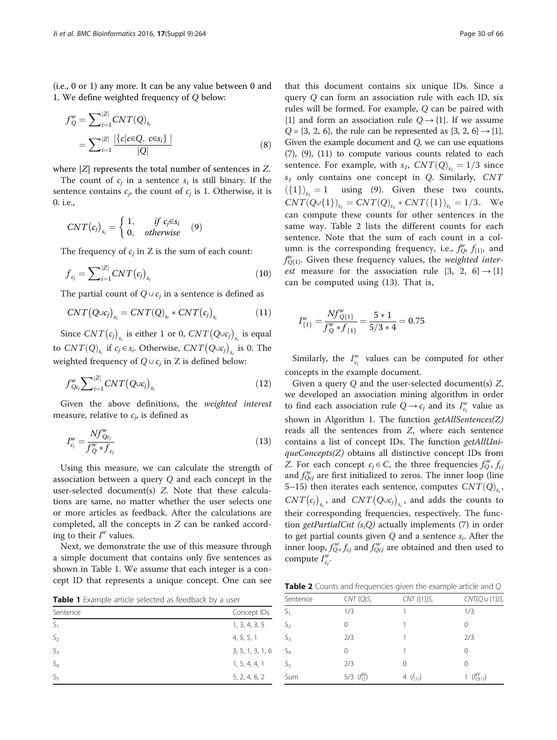(i.e., 0 or 1) any more. It can be any value between 0 and 1. We define weighted frequency of $Q$ below:

$$f_Q^w = \sum_{i=1}^{|Z|} CNT(Q)_{s_i} = \sum_{i=1}^{|Z|} \frac{|\{c|c \in Q,\ c \in s_i\}|}{|Q|} \quad (8)$$

where $|Z|$ represents the total number of sentences in $Z$.

The count of $c_j$ in a sentence $s_i$ is still binary. If the sentence contains $c_j$, the count of $c_j$ is 1. Otherwise, it is 0. i.e.,

$$CNT(c_j)_{s_i} = \begin{cases} 1, & if\ c_j \in s_i \\ 0, & otherwise \end{cases} \quad (9)$$

The frequency of $c_j$ in Z is the sum of each count:

$$f_{c_j} = \sum_{i=1}^{|Z|} CNT(c_j)_{s_i} \quad (10)$$

The partial count of $Q \cup c_j$ in a sentence is defined as

$$CNT(Q \cup c_j)_{s_i} = CNT(Q)_{s_i} * CNT(c_j)_{s_i} \quad (11)$$

Since $CNT(c_j)_{s_i}$ is either 1 or 0, $CNT(Q \cup c_j)_{s_i}$ is equal to $CNT(Q)_{s_i}$ if $c_j \in s_i$. Otherwise, $CNT(Q \cup c_j)_{s_i}$ is 0. The weighted frequency of $Q \cup c_j$ in Z is defined below:

$$f_{Qc_j}^w \sum_{i=1}^{|Z|} CNT(Q \cup c_j)_{s_i} \quad (12)$$

Given the above definitions, the *weighted interest* measure, relative to $c_j$, is defined as

$$I_{c_j}^w = \frac{N f_{Qc_j}^w}{f_Q^w * f_{c_j}} \quad (13)$$

Using this measure, we can calculate the strength of association between a query $Q$ and each concept in the user-selected document(s) $Z$. Note that these calculations are same, no matter whether the user selects one or more articles as feedback. After the calculations are completed, all the concepts in $Z$ can be ranked according to their $I^w$ values.

Next, we demonstrate the use of this measure through a simple document that contains only five sentences as shown in Table 1. We assume that each integer is a concept ID that represents a unique concept. One can see that this document contains six unique IDs. Since a query $Q$ can form an association rule with each ID, six rules will be formed. For example, $Q$ can be paired with {1} and form an association rule $Q \rightarrow \{1\}$. If we assume $Q = \{3, 2, 6\}$, the rule can be represented as $\{3, 2, 6\} \rightarrow \{1\}$. Given the example document and $Q$, we can use equations (7), (9), (11) to compute various counts related to each sentence. For example, with $s_1$, $CNT(Q)_{s_1} = 1/3$ since $s_1$ only contains one concept in $Q$. Similarly, $CNT(\{1\})_{s_1} = 1$ using (9). Given these two counts, $CNT(Q \cup \{1\})_{s_1} = CNT(Q)_{s_1} * CNT(\{1\})_{s_1} = 1/3$. We can compute these counts for other sentences in the same way. Table 2 lists the different counts for each sentence. Note that the sum of each count in a column is the corresponding frequency, i.e., $f_Q^w$, $f_{\{1\}}$, and $f_{Q\{1\}}^w$. Given these frequency values, the *weighted interest* measure for the association rule $\{3, 2, 6\} \rightarrow \{1\}$ can be computed using (13). That is,

$$I_{\{1\}}^w = \frac{N f_{Q\{1\}}^w}{f_Q^w * f_{\{1\}}} = \frac{5 * 1}{5/3 * 4} = 0.75$$

Similarly, the $I_{c_j}^w$ values can be computed for other concepts in the example document.

Given a query $Q$ and the user-selected document(s) $Z$, we developed an association mining algorithm in order to find each association rule $Q \rightarrow c_j$ and its $I_{c_j}^w$ value as shown in Algorithm 1. The function *getAllSentences(Z)* reads all the sentences from $Z$, where each sentence contains a list of concept IDs. The function *getAllUniqueConcepts(Z)* obtains all distinctive concept IDs from $Z$. For each concept $c_j \in C$, the three frequencies $f_Q^w$, $f_{cj}$ and $f_{Qcj}^w$ are first initialized to zeros. The inner loop (line 5–15) then iterates each sentence, computes $CNT(Q)_{s_i}$, $CNT(c_j)_{s_i}$, and $CNT(Q \cup c_j)_{s_i}$, and adds the counts to their corresponding frequencies, respectively. The function *getPartialCnt* $(s_i Q)$ actually implements (7) in order to get partial counts given $Q$ and a sentence $s_i$. After the inner loop, $f_Q^w$, $f_{cj}$ and $f_{Qcj}^w$ are obtained and then used to compute $I_{c_j}^w$.

**Table 1** Example article selected as feedback by a user

| Sentence | Concept IDs |
|---|---|
| $S_1$ | 1, 3, 4, 3, 5 |
| $S_2$ | 4, 5, 5, 1 |
| $S_3$ | 3, 5, 1, 3, 1, 6 |
| $S_4$ | 1, 5, 4, 4, 1 |
| $S_5$ | 5, 2, 4, 6, 2 |

**Table 2** Counts and frequencies given the example article and $Q$

| Sentence | $CNT(Q)S_i$ | $CNT(\{1\})S_i$ | $CNT(Q \cup \{1\})S_i$ |
|---|---|---|---|
| $S_1$ | 1/3 | 1 | 1/3 |
| $S_2$ | 0 | 1 | 0 |
| $S_3$ | 2/3 | 1 | 2/3 |
| $S_4$ | 0 | 1 | 0 |
| $S_5$ | 2/3 | 0 | 0 |
| Sum | 5/3 ($f_Q^w$) | 4 ($f_{\{1\}}$) | 1 ($f_{Q\{1\}}^w$) |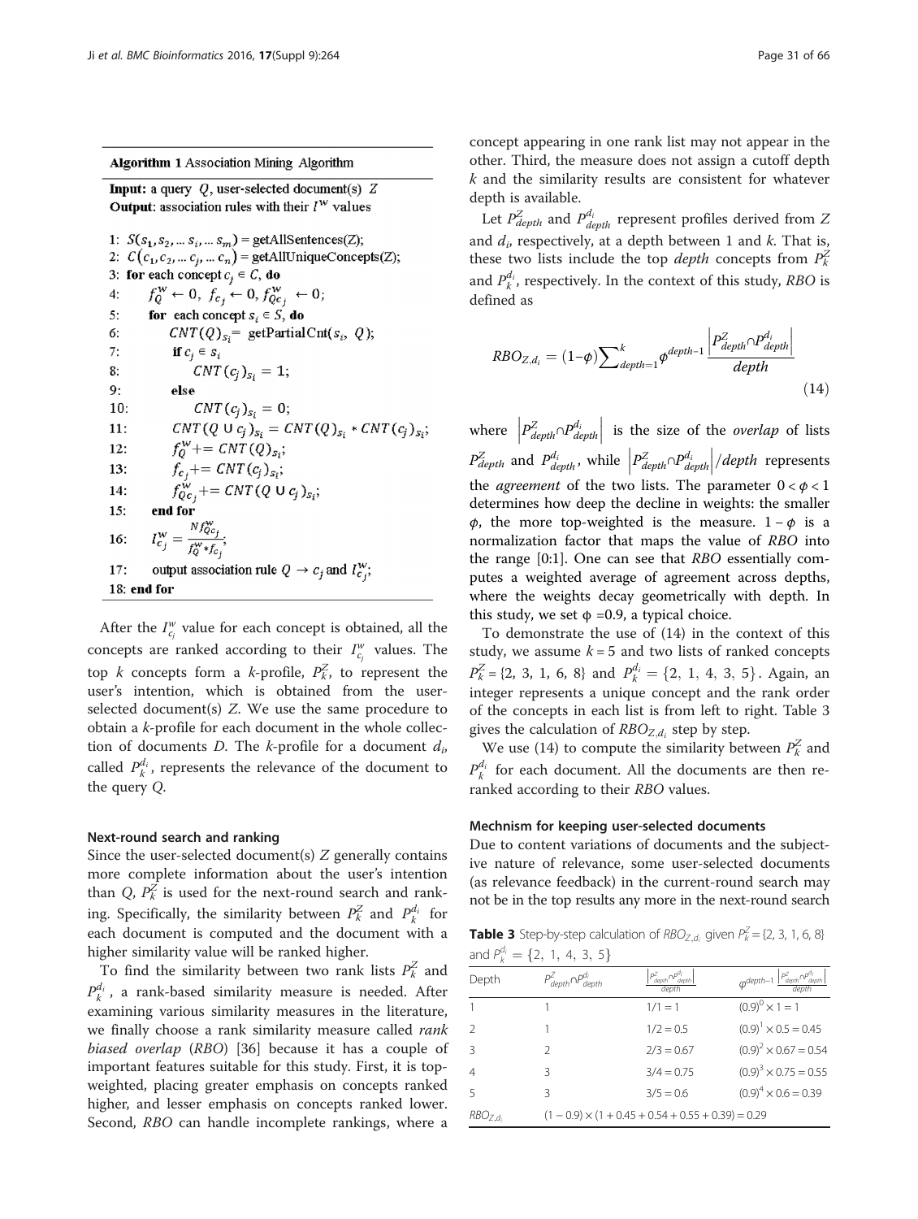**Algorithm 1** Association Mining Algorithm

**Input:** a query $Q$, user-selected document(s) $Z$
**Output:** association rules with their $I^w$ values

```
1: S(s_1, s_2, ... s_i, ... s_m) = getAllSentences(Z);
2: C(c_1, c_2, ... c_j, ... c_n) = getAllUniqueConcepts(Z);
3: for each concept c_j ∈ C, do
4:     f_Q^w ← 0, f_{c_j} ← 0, f_{Qc_j}^w ← 0;
5:     for each concept s_i ∈ S, do
6:         CNT(Q)_{s_i} = getPartialCnt(s_i, Q);
7:         if c_j ∈ s_i
8:             CNT(c_j)_{s_i} = 1;
9:         else
10:            CNT(c_j)_{s_i} = 0;
11:        CNT(Q ∪ c_j)_{s_i} = CNT(Q)_{s_i} * CNT(c_j)_{s_i};
12:        f_Q^w += CNT(Q)_{s_i};
13:        f_{c_j} += CNT(c_j)_{s_i};
14:        f_{Qc_j}^w += CNT(Q ∪ c_j)_{s_i};
15:    end for
16:    I_{c_j}^w = N f_{Qc_j}^w / (f_Q^w * f_{c_j});
17:    output association rule Q → c_j and I_{c_j}^w;
18: end for
```

After the $I_{c_j}^w$ value for each concept is obtained, all the concepts are ranked according to their $I_{c_j}^w$ values. The top $k$ concepts form a $k$-profile, $P_k^Z$, to represent the user's intention, which is obtained from the user-selected document(s) $Z$. We use the same procedure to obtain a $k$-profile for each document in the whole collection of documents $D$. The $k$-profile for a document $d_i$, called $P_k^{d_i}$, represents the relevance of the document to the query $Q$.

### Next-round search and ranking

Since the user-selected document(s) $Z$ generally contains more complete information about the user's intention than $Q$, $P_k^Z$ is used for the next-round search and ranking. Specifically, the similarity between $P_k^Z$ and $P_k^{d_i}$ for each document is computed and the document with a higher similarity value will be ranked higher.

To find the similarity between two rank lists $P_k^Z$ and $P_k^{d_i}$, a rank-based similarity measure is needed. After examining various similarity measures in the literature, we finally choose a rank similarity measure called *rank biased overlap* (*RBO*) [36] because it has a couple of important features suitable for this study. First, it is top-weighted, placing greater emphasis on concepts ranked higher, and lesser emphasis on concepts ranked lower. Second, *RBO* can handle incomplete rankings, where a concept appearing in one rank list may not appear in the other. Third, the measure does not assign a cutoff depth $k$ and the similarity results are consistent for whatever depth is available.

Let $P_{depth}^Z$ and $P_{depth}^{d_i}$ represent profiles derived from $Z$ and $d_i$, respectively, at a depth between 1 and $k$. That is, these two lists include the top *depth* concepts from $P_k^Z$ and $P_k^{d_i}$, respectively. In the context of this study, *RBO* is defined as

$$RBO_{Z,d_i} = (1-\phi)\sum_{depth=1}^{k} \phi^{depth-1} \frac{\left|P_{depth}^Z \cap P_{depth}^{d_i}\right|}{depth} \tag{14}$$

where $\left|P_{depth}^Z \cap P_{depth}^{d_i}\right|$ is the size of the *overlap* of lists $P_{depth}^Z$ and $P_{depth}^{d_i}$, while $\left|P_{depth}^Z \cap P_{depth}^{d_i}\right|/depth$ represents the *agreement* of the two lists. The parameter $0 < \phi < 1$ determines how deep the decline in weights: the smaller $\phi$, the more top-weighted is the measure. $1 - \phi$ is a normalization factor that maps the value of *RBO* into the range [0:1]. One can see that *RBO* essentially computes a weighted average of agreement across depths, where the weights decay geometrically with depth. In this study, we set $\phi = 0.9$, a typical choice.

To demonstrate the use of (14) in the context of this study, we assume $k = 5$ and two lists of ranked concepts $P_k^Z = \{2, 3, 1, 6, 8\}$ and $P_k^{d_i} = \{2, 1, 4, 3, 5\}$. Again, an integer represents a unique concept and the rank order of the concepts in each list is from left to right. Table 3 gives the calculation of $RBO_{Z,d_i}$ step by step.

We use (14) to compute the similarity between $P_k^Z$ and $P_k^{d_i}$ for each document. All the documents are then re-ranked according to their *RBO* values.

### Mechnism for keeping user-selected documents

Due to content variations of documents and the subjective nature of relevance, some user-selected documents (as relevance feedback) in the current-round search may not be in the top results any more in the next-round search

**Table 3** Step-by-step calculation of $RBO_{Z,d_i}$ given $P_k^Z = \{2, 3, 1, 6, 8\}$ and $P_k^{d_i} = \{2, 1, 4, 3, 5\}$

| Depth | $P_{depth}^Z \cap P_{depth}^{d_i}$ | $\frac{\left\|P_{depth}^Z \cap P_{depth}^{d_i}\right\|}{depth}$ | $\phi^{depth-1}\frac{\left\|P_{depth}^Z \cap P_{depth}^{d_i}\right\|}{depth}$ |
|---|---|---|---|
| 1 | 1 | 1/1 = 1 | $(0.9)^0 \times 1 = 1$ |
| 2 | 1 | 1/2 = 0.5 | $(0.9)^1 \times 0.5 = 0.45$ |
| 3 | 2 | 2/3 = 0.67 | $(0.9)^2 \times 0.67 = 0.54$ |
| 4 | 3 | 3/4 = 0.75 | $(0.9)^3 \times 0.75 = 0.55$ |
| 5 | 3 | 3/5 = 0.6 | $(0.9)^4 \times 0.6 = 0.39$ |
| $RBO_{Z,d_i}$ | $(1 - 0.9) \times (1 + 0.45 + 0.54 + 0.55 + 0.39) = 0.29$ | | |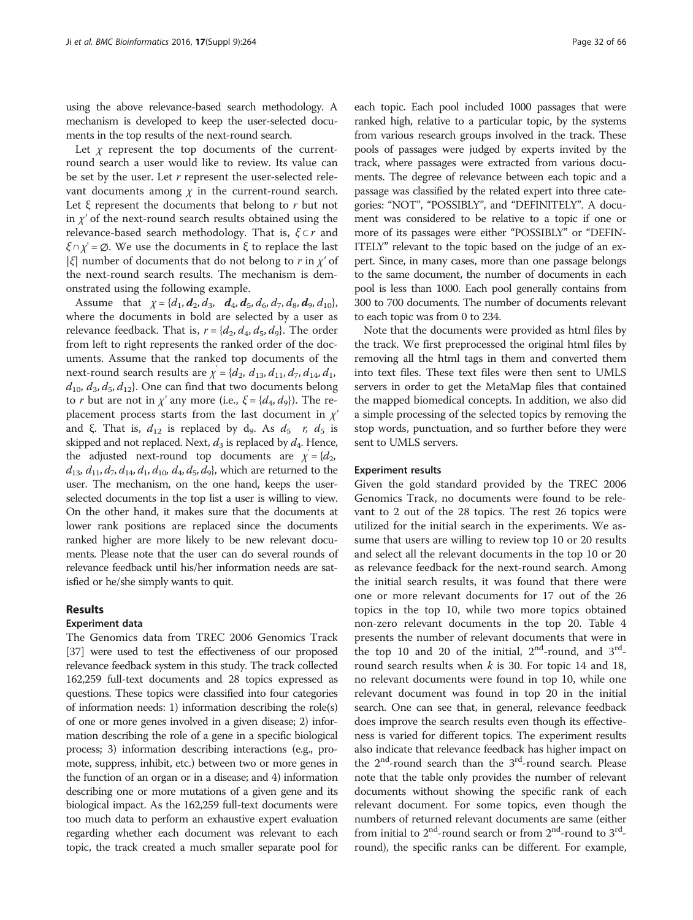using the above relevance-based search methodology. A mechanism is developed to keep the user-selected documents in the top results of the next-round search.

Let $\chi$ represent the top documents of the current-round search a user would like to review. Its value can be set by the user. Let $r$ represent the user-selected relevant documents among $\chi$ in the current-round search. Let $\xi$ represent the documents that belong to $r$ but not in $\chi'$ of the next-round search results obtained using the relevance-based search methodology. That is, $\xi \subset r$ and $\xi \cap \chi' = \emptyset$. We use the documents in $\xi$ to replace the last $|\xi|$ number of documents that do not belong to $r$ in $\chi'$ of the next-round search results. The mechanism is demonstrated using the following example.

Assume that $\chi = \{d_1, \boldsymbol{d_2}, d_3, \boldsymbol{d_4}, \boldsymbol{d_5}, d_6, d_7, d_8, \boldsymbol{d_9}, d_{10}\}$, where the documents in bold are selected by a user as relevance feedback. That is, $r = \{d_2, d_4, d_5, d_9\}$. The order from left to right represents the ranked order of the documents. Assume that the ranked top documents of the next-round search results are $\chi' = \{d_2, d_{13}, d_{11}, d_7, d_{14}, d_1, d_{10}, d_3, d_5, d_{12}\}$. One can find that two documents belong to $r$ but are not in $\chi'$ any more (i.e., $\xi = \{d_4, d_9\}$). The replacement process starts from the last document in $\chi'$ and $\xi$. That is, $d_{12}$ is replaced by $d_9$. As $d_5 \in r$, $d_5$ is skipped and not replaced. Next, $d_3$ is replaced by $d_4$. Hence, the adjusted next-round top documents are $\chi' = \{d_2, d_{13}, d_{11}, d_7, d_{14}, d_1, d_{10}, d_4, d_5, d_9\}$, which are returned to the user. The mechanism, on the one hand, keeps the user-selected documents in the top list a user is willing to view. On the other hand, it makes sure that the documents at lower rank positions are replaced since the documents ranked higher are more likely to be new relevant documents. Please note that the user can do several rounds of relevance feedback until his/her information needs are satisfied or he/she simply wants to quit.

## Results

### Experiment data

The Genomics data from TREC 2006 Genomics Track [37] were used to test the effectiveness of our proposed relevance feedback system in this study. The track collected 162,259 full-text documents and 28 topics expressed as questions. These topics were classified into four categories of information needs: 1) information describing the role(s) of one or more genes involved in a given disease; 2) information describing the role of a gene in a specific biological process; 3) information describing interactions (e.g., promote, suppress, inhibit, etc.) between two or more genes in the function of an organ or in a disease; and 4) information describing one or more mutations of a given gene and its biological impact. As the 162,259 full-text documents were too much data to perform an exhaustive expert evaluation regarding whether each document was relevant to each topic, the track created a much smaller separate pool for each topic. Each pool included 1000 passages that were ranked high, relative to a particular topic, by the systems from various research groups involved in the track. These pools of passages were judged by experts invited by the track, where passages were extracted from various documents. The degree of relevance between each topic and a passage was classified by the related expert into three categories: "NOT", "POSSIBLY", and "DEFINITELY". A document was considered to be relative to a topic if one or more of its passages were either "POSSIBLY" or "DEFINITELY" relevant to the topic based on the judge of an expert. Since, in many cases, more than one passage belongs to the same document, the number of documents in each pool is less than 1000. Each pool generally contains from 300 to 700 documents. The number of documents relevant to each topic was from 0 to 234.

Note that the documents were provided as html files by the track. We first preprocessed the original html files by removing all the html tags in them and converted them into text files. These text files were then sent to UMLS servers in order to get the MetaMap files that contained the mapped biomedical concepts. In addition, we also did a simple processing of the selected topics by removing the stop words, punctuation, and so further before they were sent to UMLS servers.

### Experiment results

Given the gold standard provided by the TREC 2006 Genomics Track, no documents were found to be relevant to 2 out of the 28 topics. The rest 26 topics were utilized for the initial search in the experiments. We assume that users are willing to review top 10 or 20 results and select all the relevant documents in the top 10 or 20 as relevance feedback for the next-round search. Among the initial search results, it was found that there were one or more relevant documents for 17 out of the 26 topics in the top 10, while two more topics obtained non-zero relevant documents in the top 20. Table 4 presents the number of relevant documents that were in the top 10 and 20 of the initial, 2[nd]-round, and 3[rd]-round search results when $k$ is 30. For topic 14 and 18, no relevant documents were found in top 10, while one relevant document was found in top 20 in the initial search. One can see that, in general, relevance feedback does improve the search results even though its effectiveness is varied for different topics. The experiment results also indicate that relevance feedback has higher impact on the 2[nd]-round search than the 3[rd]-round search. Please note that the table only provides the number of relevant documents without showing the specific rank of each relevant document. For some topics, even though the numbers of returned relevant documents are same (either from initial to 2[nd]-round search or from 2[nd]-round to 3[rd]-round), the specific ranks can be different. For example,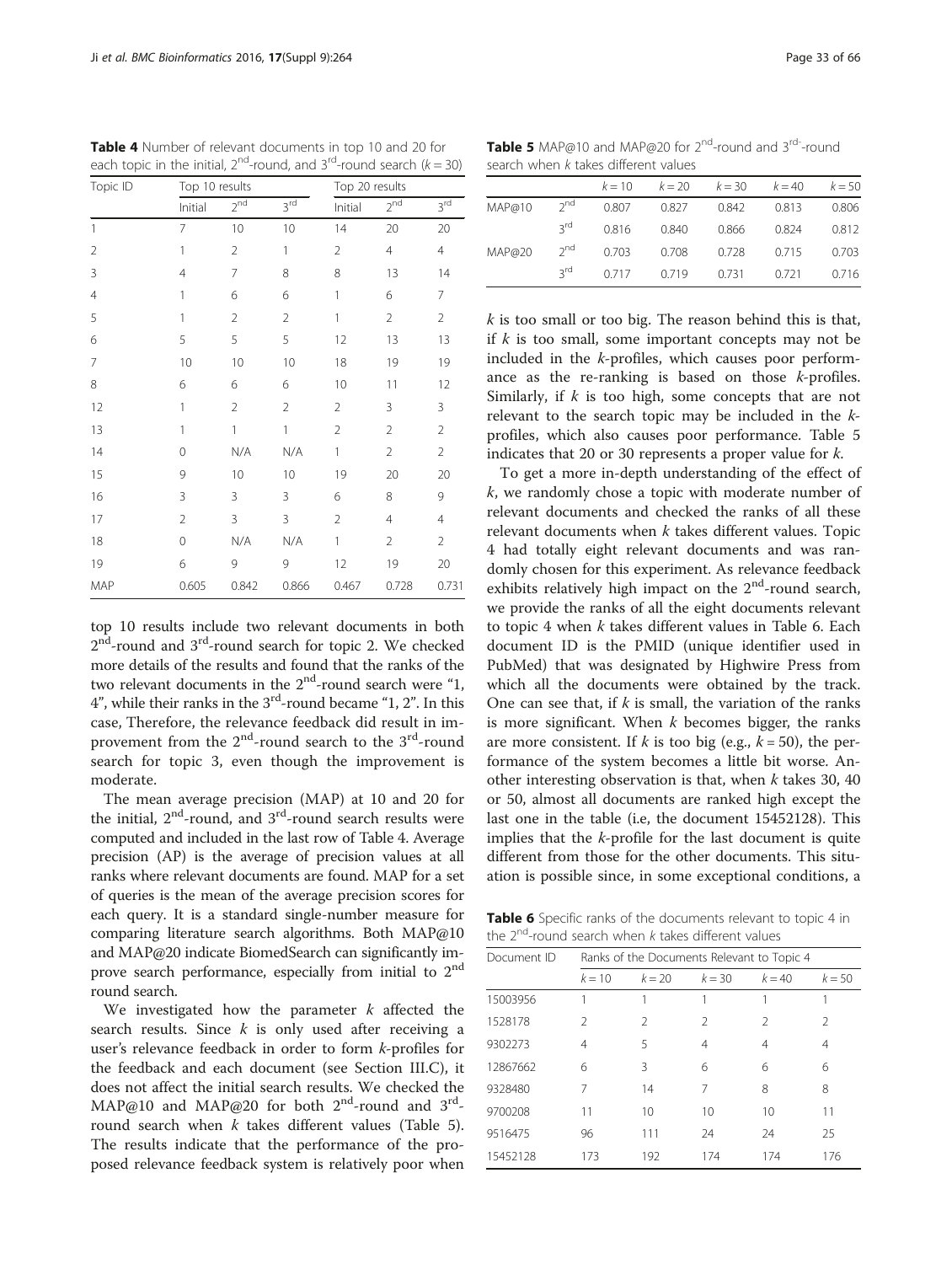**Table 4** Number of relevant documents in top 10 and 20 for each topic in the initial, 2[nd]-round, and 3[rd]-round search ($k = 30$)

| Topic ID | Top 10 results | | | Top 20 results | | |
|---|---|---|---|---|---|---|
| | Initial | 2[nd] | 3[rd] | Initial | 2[nd] | 3[rd] |
| 1 | 7 | 10 | 10 | 14 | 20 | 20 |
| 2 | 1 | 2 | 1 | 2 | 4 | 4 |
| 3 | 4 | 7 | 8 | 8 | 13 | 14 |
| 4 | 1 | 6 | 6 | 1 | 6 | 7 |
| 5 | 1 | 2 | 2 | 1 | 2 | 2 |
| 6 | 5 | 5 | 5 | 12 | 13 | 13 |
| 7 | 10 | 10 | 10 | 18 | 19 | 19 |
| 8 | 6 | 6 | 6 | 10 | 11 | 12 |
| 12 | 1 | 2 | 2 | 2 | 3 | 3 |
| 13 | 1 | 1 | 1 | 2 | 2 | 2 |
| 14 | 0 | N/A | N/A | 1 | 2 | 2 |
| 15 | 9 | 10 | 10 | 19 | 20 | 20 |
| 16 | 3 | 3 | 3 | 6 | 8 | 9 |
| 17 | 2 | 3 | 3 | 2 | 4 | 4 |
| 18 | 0 | N/A | N/A | 1 | 2 | 2 |
| 19 | 6 | 9 | 9 | 12 | 19 | 20 |
| MAP | 0.605 | 0.842 | 0.866 | 0.467 | 0.728 | 0.731 |

top 10 results include two relevant documents in both 2[nd]-round and 3[rd]-round search for topic 2. We checked more details of the results and found that the ranks of the two relevant documents in the 2[nd]-round search were "1, 4", while their ranks in the 3[rd]-round became "1, 2". In this case, Therefore, the relevance feedback did result in improvement from the 2[nd]-round search to the 3[rd]-round search for topic 3, even though the improvement is moderate.

The mean average precision (MAP) at 10 and 20 for the initial, 2[nd]-round, and 3[rd]-round search results were computed and included in the last row of Table 4. Average precision (AP) is the average of precision values at all ranks where relevant documents are found. MAP for a set of queries is the mean of the average precision scores for each query. It is a standard single-number measure for comparing literature search algorithms. Both MAP@10 and MAP@20 indicate BiomedSearch can significantly improve search performance, especially from initial to 2[nd] round search.

We investigated how the parameter $k$ affected the search results. Since $k$ is only used after receiving a user's relevance feedback in order to form $k$-profiles for the feedback and each document (see Section III.C), it does not affect the initial search results. We checked the MAP@10 and MAP@20 for both 2[nd]-round and 3[rd]-round search when $k$ takes different values (Table 5). The results indicate that the performance of the proposed relevance feedback system is relatively poor when

**Table 5** MAP@10 and MAP@20 for 2[nd]-round and 3[rd]-round search when $k$ takes different values

| | | $k = 10$ | $k = 20$ | $k = 30$ | $k = 40$ | $k = 50$ |
|---|---|---|---|---|---|---|
| MAP@10 | 2[nd] | 0.807 | 0.827 | 0.842 | 0.813 | 0.806 |
| | 3[rd] | 0.816 | 0.840 | 0.866 | 0.824 | 0.812 |
| MAP@20 | 2[nd] | 0.703 | 0.708 | 0.728 | 0.715 | 0.703 |
| | 3[rd] | 0.717 | 0.719 | 0.731 | 0.721 | 0.716 |

$k$ is too small or too big. The reason behind this is that, if $k$ is too small, some important concepts may not be included in the $k$-profiles, which causes poor performance as the re-ranking is based on those $k$-profiles. Similarly, if $k$ is too high, some concepts that are not relevant to the search topic may be included in the $k$-profiles, which also causes poor performance. Table 5 indicates that 20 or 30 represents a proper value for $k$.

To get a more in-depth understanding of the effect of $k$, we randomly chose a topic with moderate number of relevant documents and checked the ranks of all these relevant documents when $k$ takes different values. Topic 4 had totally eight relevant documents and was randomly chosen for this experiment. As relevance feedback exhibits relatively high impact on the 2[nd]-round search, we provide the ranks of all the eight documents relevant to topic 4 when $k$ takes different values in Table 6. Each document ID is the PMID (unique identifier used in PubMed) that was designated by Highwire Press from which all the documents were obtained by the track. One can see that, if $k$ is small, the variation of the ranks is more significant. When $k$ becomes bigger, the ranks are more consistent. If $k$ is too big (e.g., $k = 50$), the performance of the system becomes a little bit worse. Another interesting observation is that, when $k$ takes 30, 40 or 50, almost all documents are ranked high except the last one in the table (i.e, the document 15452128). This implies that the $k$-profile for the last document is quite different from those for the other documents. This situation is possible since, in some exceptional conditions, a

**Table 6** Specific ranks of the documents relevant to topic 4 in the 2[nd]-round search when $k$ takes different values

| Document ID | Ranks of the Documents Relevant to Topic 4 | | | | |
|---|---|---|---|---|---|
| | $k = 10$ | $k = 20$ | $k = 30$ | $k = 40$ | $k = 50$ |
| 15003956 | 1 | 1 | 1 | 1 | 1 |
| 1528178 | 2 | 2 | 2 | 2 | 2 |
| 9302273 | 4 | 5 | 4 | 4 | 4 |
| 12867662 | 6 | 3 | 6 | 6 | 6 |
| 9328480 | 7 | 14 | 7 | 8 | 8 |
| 9700208 | 11 | 10 | 10 | 10 | 11 |
| 9516475 | 96 | 111 | 24 | 24 | 25 |
| 15452128 | 173 | 192 | 174 | 174 | 176 |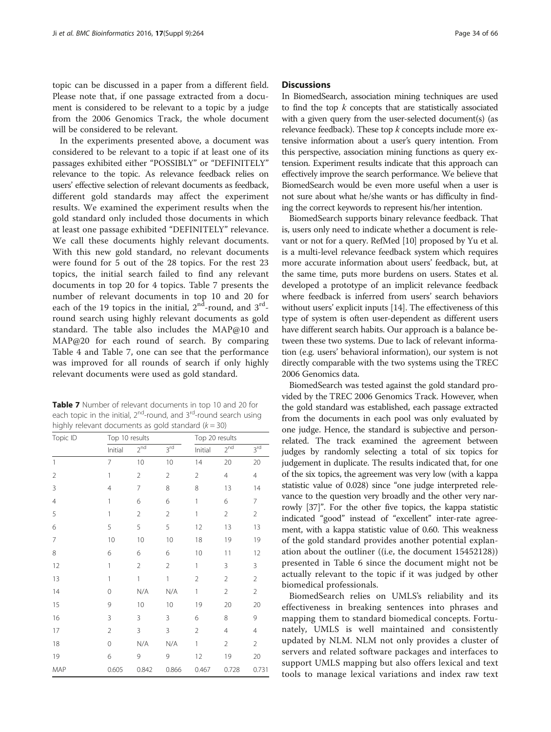topic can be discussed in a paper from a different field. Please note that, if one passage extracted from a document is considered to be relevant to a topic by a judge from the 2006 Genomics Track, the whole document will be considered to be relevant.

In the experiments presented above, a document was considered to be relevant to a topic if at least one of its passages exhibited either "POSSIBLY" or "DEFINITELY" relevance to the topic. As relevance feedback relies on users' effective selection of relevant documents as feedback, different gold standards may affect the experiment results. We examined the experiment results when the gold standard only included those documents in which at least one passage exhibited "DEFINITELY" relevance. We call these documents highly relevant documents. With this new gold standard, no relevant documents were found for 5 out of the 28 topics. For the rest 23 topics, the initial search failed to find any relevant documents in top 20 for 4 topics. Table 7 presents the number of relevant documents in top 10 and 20 for each of the 19 topics in the initial, 2[nd]-round, and 3[rd]-round search using highly relevant documents as gold standard. The table also includes the MAP@10 and MAP@20 for each round of search. By comparing Table 4 and Table 7, one can see that the performance was improved for all rounds of search if only highly relevant documents were used as gold standard.

**Table 7** Number of relevant documents in top 10 and 20 for each topic in the initial, 2[nd]-round, and 3[rd]-round search using highly relevant documents as gold standard ($k = 30$)

| Topic ID | Top 10 results | | | Top 20 results | | |
|---|---|---|---|---|---|---|
| | Initial | 2[nd] | 3[rd] | Initial | 2[nd] | 3[rd] |
| 1 | 7 | 10 | 10 | 14 | 20 | 20 |
| 2 | 1 | 2 | 2 | 2 | 4 | 4 |
| 3 | 4 | 7 | 8 | 8 | 13 | 14 |
| 4 | 1 | 6 | 6 | 1 | 6 | 7 |
| 5 | 1 | 2 | 2 | 1 | 2 | 2 |
| 6 | 5 | 5 | 5 | 12 | 13 | 13 |
| 7 | 10 | 10 | 10 | 18 | 19 | 19 |
| 8 | 6 | 6 | 6 | 10 | 11 | 12 |
| 12 | 1 | 2 | 2 | 1 | 3 | 3 |
| 13 | 1 | 1 | 1 | 2 | 2 | 2 |
| 14 | 0 | N/A | N/A | 1 | 2 | 2 |
| 15 | 9 | 10 | 10 | 19 | 20 | 20 |
| 16 | 3 | 3 | 3 | 6 | 8 | 9 |
| 17 | 2 | 3 | 3 | 2 | 4 | 4 |
| 18 | 0 | N/A | N/A | 1 | 2 | 2 |
| 19 | 6 | 9 | 9 | 12 | 19 | 20 |
| MAP | 0.605 | 0.842 | 0.866 | 0.467 | 0.728 | 0.731 |

## Discussions

In BiomedSearch, association mining techniques are used to find the top $k$ concepts that are statistically associated with a given query from the user-selected document(s) (as relevance feedback). These top $k$ concepts include more extensive information about a user's query intention. From this perspective, association mining functions as query extension. Experiment results indicate that this approach can effectively improve the search performance. We believe that BiomedSearch would be even more useful when a user is not sure about what he/she wants or has difficulty in finding the correct keywords to represent his/her intention.

BiomedSearch supports binary relevance feedback. That is, users only need to indicate whether a document is relevant or not for a query. RefMed [10] proposed by Yu et al. is a multi-level relevance feedback system which requires more accurate information about users' feedback, but, at the same time, puts more burdens on users. States et al. developed a prototype of an implicit relevance feedback where feedback is inferred from users' search behaviors without users' explicit inputs [14]. The effectiveness of this type of system is often user-dependent as different users have different search habits. Our approach is a balance between these two systems. Due to lack of relevant information (e.g. users' behavioral information), our system is not directly comparable with the two systems using the TREC 2006 Genomics data.

BiomedSearch was tested against the gold standard provided by the TREC 2006 Genomics Track. However, when the gold standard was established, each passage extracted from the documents in each pool was only evaluated by one judge. Hence, the standard is subjective and person-related. The track examined the agreement between judges by randomly selecting a total of six topics for judgement in duplicate. The results indicated that, for one of the six topics, the agreement was very low (with a kappa statistic value of 0.028) since "one judge interpreted relevance to the question very broadly and the other very narrowly [37]". For the other five topics, the kappa statistic indicated "good" instead of "excellent" inter-rate agreement, with a kappa statistic value of 0.60. This weakness of the gold standard provides another potential explanation about the outliner ((i.e, the document 15452128)) presented in Table 6 since the document might not be actually relevant to the topic if it was judged by other biomedical professionals.

BiomedSearch relies on UMLS's reliability and its effectiveness in breaking sentences into phrases and mapping them to standard biomedical concepts. Fortunately, UMLS is well maintained and consistently updated by NLM. NLM not only provides a cluster of servers and related software packages and interfaces to support UMLS mapping but also offers lexical and text tools to manage lexical variations and index raw text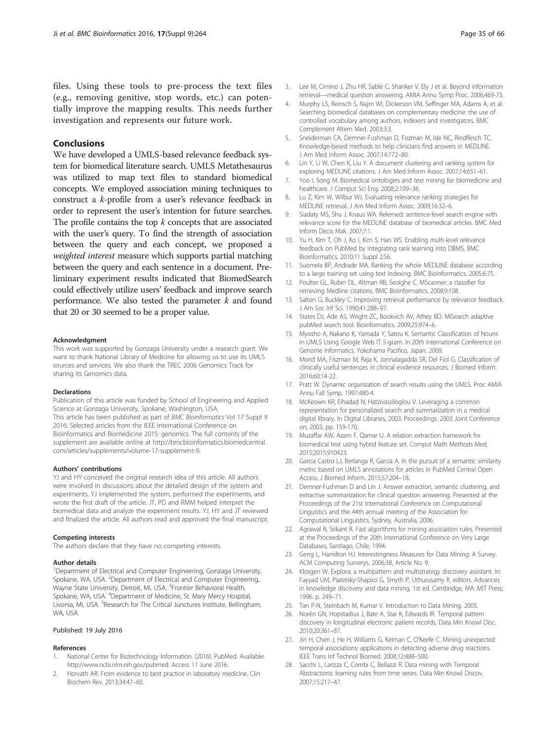files. Using these tools to pre-process the text files (e.g., removing genitive, stop words, etc.) can potentially improve the mapping results. This needs further investigation and represents our future work.

## Conclusions

We have developed a UMLS-based relevance feedback system for biomedical literature search. UMLS Metathesaurus was utilized to map text files to standard biomedical concepts. We employed association mining techniques to construct a *k*-profile from a user's relevance feedback in order to represent the user's intention for future searches. The profile contains the top *k* concepts that are associated with the user's query. To find the strength of association between the query and each concept, we proposed a *weighted interest* measure which supports partial matching between the query and each sentence in a document. Preliminary experiment results indicated that BiomedSearch could effectively utilize users' feedback and improve search performance. We also tested the parameter *k* and found that 20 or 30 seemed to be a proper value.

#### Acknowledgment

This work was supported by Gonzaga University under a research grant. We want to thank National Library of Medicine for allowing us to use its UMLS sources and services. We also thank the TREC 2006 Genomics Track for sharing its Genomics data.

#### Declarations

Publication of this article was funded by School of Engineering and Applied Science at Gonzaga University, Spokane, Washington, USA.
This article has been published as part of *BMC Bioinformatics* Vol 17 Suppl 9 2016: Selected articles from the IEEE International Conference on Bioinformatics and Biomedicine 2015: genomics. The full contents of the supplement are available online at http://bmcbioinformatics.biomedcentral.com/articles/supplements/volume-17-supplement-9.

#### Authors' contributions

YJ and HY conceived the original research idea of this article. All authors were involved in discussions about the detailed design of the system and experiments. YJ implemented the system, performed the experiments, and wrote the first draft of the article. JT, PD and RMM helped interpret the biomedical data and analyze the experiment results. YJ, HY and JT reviewed and finalized the article. All authors read and approved the final manuscript.

#### Competing interests

The authors declare that they have no competing interests.

#### Author details

[1]Department of Electrical and Computer Engineering, Gonzaga University, Spokane, WA, USA. [2]Department of Electrical and Computer Engineering, Wayne State University, Detroit, MI, USA. [3]Frontier Behavioral Health, Spokane, WA, USA. [4]Department of Medicine, St. Mary Mercy Hospital, Livonia, MI, USA. [5]Research for The Critical Junctures Institute, Bellingham, WA, USA.

Published: 19 July 2016

#### References

1. National Center for Biotechnology Information. (2016). PubMed. Available: http://www.ncbi.nlm.nih.gov/pubmed. Access 11 June 2016.
2. Horvath AR. From evidence to best practice in laboratory medicine. Clin Biochem Rev. 2013;34:47–60.
3. Lee M, Cimino J, Zhu HR, Sable C, Shanker V, Ely J et al. Beyond information retrieval—medical question answering. AMIA Annu Symp Proc. 2006;469-73.
4. Murphy LS, Reinsch S, Najm WI, Dickerson VM, Seffinger MA, Adams A, et al. Searching biomedical databases on complementary medicine: the use of controlled vocabulary among authors, indexers and investigators. BMC Complement Altern Med. 2003;3:3.
5. Sneiderman CA, Demner-Fushman D, Fiszman M, Ide NC, Rindflesch TC. Knowledge-based methods to help clinicians find answers in MEDLINE. J Am Med Inform Assoc. 2007;14:772–80.
6. Lin Y, Li W, Chen K, Liu Y. A document clustering and ranking system for exploring MEDLINE citations. J Am Med Inform Assoc. 2007;14:651–61.
7. Yoo I, Song M. Biomedical ontologies and text mining for biomedicine and healthcare. J Comput Sci Eng. 2008;2:109–36.
8. Lu Z, Kim W, Wilbur WJ. Evaluating relevance ranking strategies for MEDLINE retrieval. J Am Med Inform Assoc. 2009;16:32–6.
9. Siadaty MS, Shu J, Knaus WA. Relemed: sentence-level search engine with relevance score for the MEDLINE database of biomedical articles. BMC Med Inform Decis Mak. 2007;7:1.
10. Yu H, Kim T, Oh J, Ko I, Kim S, Han WS. Enabling multi-level relevance feedback on PubMed by integrating rank learning into DBMS. BMC Bioinformatics. 2010;11 Suppl 2:S6.
11. Suomela BP, Andrade MA. Ranking the whole MEDLINE database according to a large training set using text indexing. BMC Bioinformatics. 2005;6:75.
12. Poulter GL, Rubin DL, Altman RB, Seoighe C. MScanner: a classifier for retrieving Medline citations. BMC Bioinformatics. 2008;9:108.
13. Salton G, Buckley C. Improving retrieval performance by relevance feedback. J Am Soc Inf Sci. 1990;41:288–97.
14. States DJ, Ade AS, Wright ZC, Bookvich AV, Athey BD. MiSearch adaptive pubMed search tool. Bioinformatics. 2009;25:974–6.
15. Myosho A, Nakano K, Yamada Y, Satou K. Semantic Classification of Nouns in UMLS Using Google Web IT 5-gram. In 20th International Conference on Genome Informatics. Yokohama Pacifico, Japan. 2009.
16. Morid MA, Fiszman M, Raja K, Jonnalagadda SR, Del Fiol G. Classification of clinically useful sentences in clinical evidence resources. J Biomed Inform. 2016;60:14-22.
17. Pratt W. Dynamic organization of search results using the UMLS. Proc AMIA Annu Fall Symp. 1997;480-4.
18. McKeown KR, Elhadad N, Hatzivassiloglou V. Leveraging a common representation for personalized search and summarization in a medical digital library. In Digital Libraries, 2003. Proceedings. 2003 Joint Conference on, 2003, pp. 159-170.
19. Muzaffar AW, Azam F, Qamar U. A relation extraction framework for biomedical text using hybrid feature set. Comput Math Methods Med. 2015;2015:910423.
20. Garcia Castro LJ, Berlanga R, Garcia A. In the pursuit of a semantic similarity metric based on UMLS annotations for articles in PubMed Central Open Access. J Biomed Inform. 2015;57:204–18.
21. Demner-Fushman D and Lin J. Answer extraction, semantic clustering, and extractive summarization for clinical question answering. Presented at the Proceedings of the 21st International Conference on Computational Linguistics and the 44th annual meeting of the Association for Computational Linguistics, Sydney, Australia, 2006.
22. Agrawal R, Srikant R. Fast algorithms for mining association rules. Presented at the Proceedings of the 20th International Conference on Very Large Databases, Santiago, Chile, 1994.
23. Geng L, Hamilton HJ. Interestingness Measures for Data Mining: A Survey. ACM Computing Surverys. 2006;38, Article No. 9.
24. Klosgen W. Explora: a multipattern and multistrategy discovery assistant. In: Fayyad UM, Piatetsky-Shapiro G, Smyth P, Uthurusamy R, editors. Advances in knowledge discovery and data mining. 1st ed. Cambridge, MA: MIT Press; 1996. p. 249–71.
25. Tan P-N, Steinbach M, Kumar V. Introduction to Data Mining. 2005.
26. Norén GN, Hopstadius J, Bate A, Star K, Edwards IR. Temporal pattern discovery in longitudinal electronic patient records. Data Min Knowl Disc. 2010;20:361–87.
27. Jin H, Chen J, He H, Williams G, Kelman C, O'Keefe C. Mining unexpected temporal associations: applications in detecting adverse drug reactions. IEEE Trans Inf Technol Biomed. 2008;12:488–500.
28. Sacchi L, Larizza C, Combi C, Bellazzi R. Data mining with Temporal Abstractions: learning rules from time series. Data Min Knowl Discov. 2007;15:217–47.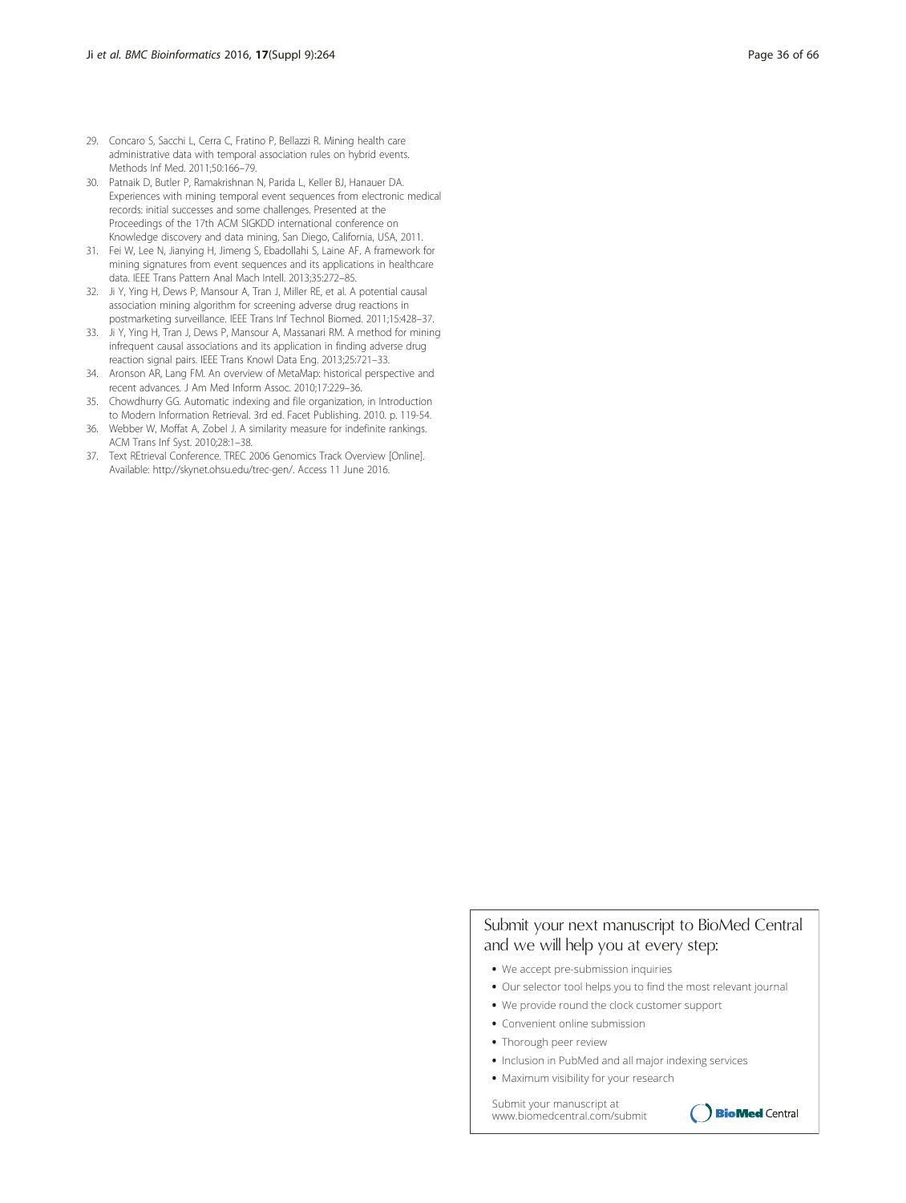29. Concaro S, Sacchi L, Cerra C, Fratino P, Bellazzi R. Mining health care administrative data with temporal association rules on hybrid events. Methods Inf Med. 2011;50:166–79.
30. Patnaik D, Butler P, Ramakrishnan N, Parida L, Keller BJ, Hanauer DA. Experiences with mining temporal event sequences from electronic medical records: initial successes and some challenges. Presented at the Proceedings of the 17th ACM SIGKDD international conference on Knowledge discovery and data mining, San Diego, California, USA, 2011.
31. Fei W, Lee N, Jianying H, Jimeng S, Ebadollahi S, Laine AF. A framework for mining signatures from event sequences and its applications in healthcare data. IEEE Trans Pattern Anal Mach Intell. 2013;35:272–85.
32. Ji Y, Ying H, Dews P, Mansour A, Tran J, Miller RE, et al. A potential causal association mining algorithm for screening adverse drug reactions in postmarketing surveillance. IEEE Trans Inf Technol Biomed. 2011;15:428–37.
33. Ji Y, Ying H, Tran J, Dews P, Mansour A, Massanari RM. A method for mining infrequent causal associations and its application in finding adverse drug reaction signal pairs. IEEE Trans Knowl Data Eng. 2013;25:721–33.
34. Aronson AR, Lang FM. An overview of MetaMap: historical perspective and recent advances. J Am Med Inform Assoc. 2010;17:229–36.
35. Chowdhurry GG. Automatic indexing and file organization, in Introduction to Modern Information Retrieval. 3rd ed. Facet Publishing. 2010. p. 119-54.
36. Webber W, Moffat A, Zobel J. A similarity measure for indefinite rankings. ACM Trans Inf Syst. 2010;28:1–38.
37. Text REtrieval Conference. TREC 2006 Genomics Track Overview [Online]. Available: http://skynet.ohsu.edu/trec-gen/. Access 11 June 2016.

Submit your next manuscript to BioMed Central and we will help you at every step:

- We accept pre-submission inquiries
- Our selector tool helps you to find the most relevant journal
- We provide round the clock customer support
- Convenient online submission
- Thorough peer review
- Inclusion in PubMed and all major indexing services
- Maximum visibility for your research

Submit your manuscript at
www.biomedcentral.com/submit

BioMed Central